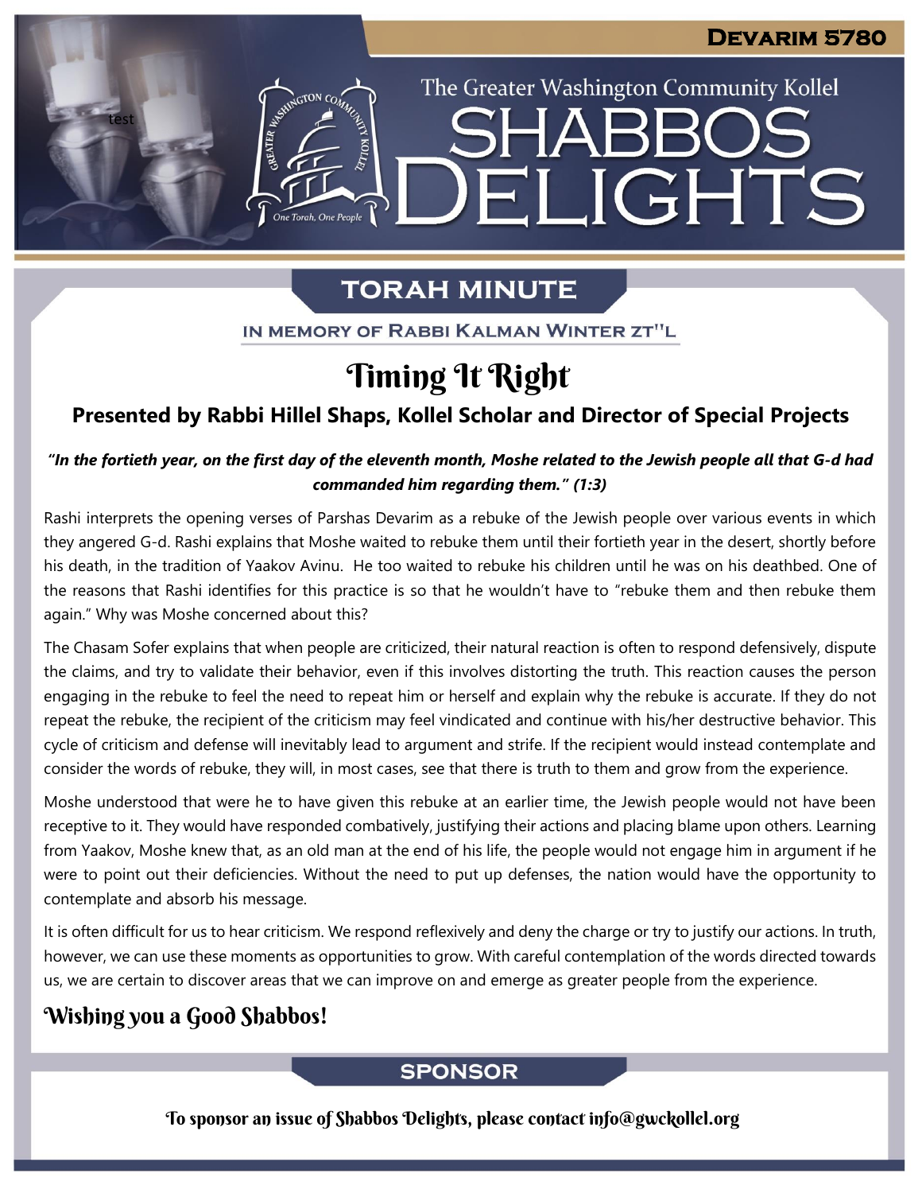Devarim 5780

The Greater Washington Community Kollel

# Shabbos Delights

## Torah Minute

In Memory of Rabbi Kalman Winter zt"l

# Timing It Right

### Presented by Rabbi Hillel Shaps, Kollel Scholar and Director of Special Projects

***"In the fortieth year, on the first day of the eleventh month, Moshe related to the Jewish people all that G-d had commanded him regarding them." (1:3)***

Rashi interprets the opening verses of Parshas Devarim as a rebuke of the Jewish people over various events in which they angered G-d. Rashi explains that Moshe waited to rebuke them until their fortieth year in the desert, shortly before his death, in the tradition of Yaakov Avinu. He too waited to rebuke his children until he was on his deathbed. One of the reasons that Rashi identifies for this practice is so that he wouldn't have to "rebuke them and then rebuke them again." Why was Moshe concerned about this?

The Chasam Sofer explains that when people are criticized, their natural reaction is often to respond defensively, dispute the claims, and try to validate their behavior, even if this involves distorting the truth. This reaction causes the person engaging in the rebuke to feel the need to repeat him or herself and explain why the rebuke is accurate. If they do not repeat the rebuke, the recipient of the criticism may feel vindicated and continue with his/her destructive behavior. This cycle of criticism and defense will inevitably lead to argument and strife. If the recipient would instead contemplate and consider the words of rebuke, they will, in most cases, see that there is truth to them and grow from the experience.

Moshe understood that were he to have given this rebuke at an earlier time, the Jewish people would not have been receptive to it. They would have responded combatively, justifying their actions and placing blame upon others. Learning from Yaakov, Moshe knew that, as an old man at the end of his life, the people would not engage him in argument if he were to point out their deficiencies. Without the need to put up defenses, the nation would have the opportunity to contemplate and absorb his message.

It is often difficult for us to hear criticism. We respond reflexively and deny the charge or try to justify our actions. In truth, however, we can use these moments as opportunities to grow. With careful contemplation of the words directed towards us, we are certain to discover areas that we can improve on and emerge as greater people from the experience.

**Wishing you a Good Shabbos!**

## Sponsor

To sponsor an issue of Shabbos Delights, please contact info@gwckollel.org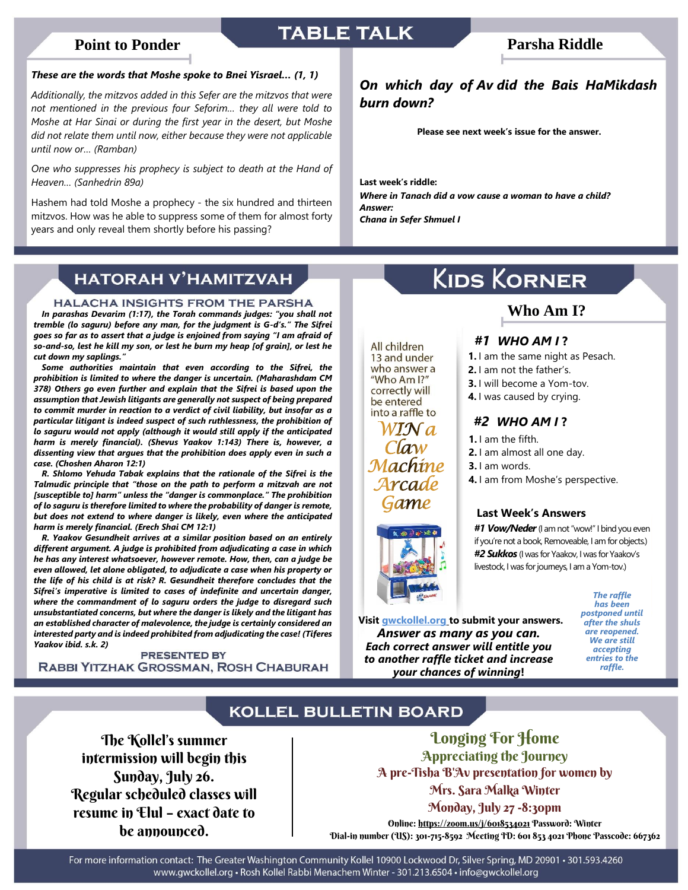# TABLE TALK

## Point to Ponder

***These are the words that Moshe spoke to Bnei Yisrael... (1, 1)***

*Additionally, the mitzvos added in this Sefer are the mitzvos that were not mentioned in the previous four Seforim... they all were told to Moshe at Har Sinai or during the first year in the desert, but Moshe did not relate them until now, either because they were not applicable until now or... (Ramban)*

*One who suppresses his prophecy is subject to death at the Hand of Heaven... (Sanhedrin 89a)*

Hashem had told Moshe a prophecy - the six hundred and thirteen mitzvos. How was he able to suppress some of them for almost forty years and only reveal them shortly before his passing?

## Parsha Riddle

***On which day of Av did the Bais HaMikdash burn down?***

**Please see next week's issue for the answer.**

**Last week's riddle:**

***Where in Tanach did a vow cause a woman to have a child?***

***Answer:***

***Chana in Sefer Shmuel I***

# HATORAH V'HAMITZVAH

## HALACHA INSIGHTS FROM THE PARSHA

***In parashas Devarim (1:17), the Torah commands judges: "you shall not tremble (lo saguru) before any man, for the judgment is G-d's." The Sifrei goes so far as to assert that a judge is enjoined from saying "I am afraid of so-and-so, lest he kill my son, or lest he burn my heap [of grain], or lest he cut down my saplings."***

***Some authorities maintain that even according to the Sifrei, the prohibition is limited to where the danger is uncertain. (Maharashdam CM 378) Others go even further and explain that the Sifrei is based upon the assumption that Jewish litigants are generally not suspect of being prepared to commit murder in reaction to a verdict of civil liability, but insofar as a particular litigant is indeed suspect of such ruthlessness, the prohibition of lo saguru would not apply (although it would still apply if the anticipated harm is merely financial). (Shevus Yaakov 1:143) There is, however, a dissenting view that argues that the prohibition does apply even in such a case. (Choshen Aharon 12:1)***

***R. Shlomo Yehuda Tabak explains that the rationale of the Sifrei is the Talmudic principle that "those on the path to perform a mitzvah are not [susceptible to] harm" unless the "danger is commonplace." The prohibition of lo saguru is therefore limited to where the probability of danger is remote, but does not extend to where danger is likely, even where the anticipated harm is merely financial. (Erech Shai CM 12:1)***

***R. Yaakov Gesundheit arrives at a similar position based on an entirely different argument. A judge is prohibited from adjudicating a case in which he has any interest whatsoever, however remote. How, then, can a judge be even allowed, let alone obligated, to adjudicate a case when his property or the life of his child is at risk? R. Gesundheit therefore concludes that the Sifrei's imperative is limited to cases of indefinite and uncertain danger, where the commandment of lo saguru orders the judge to disregard such unsubstantiated concerns, but where the danger is likely and the litigant has an established character of malevolence, the judge is certainly considered an interested party and is indeed prohibited from adjudicating the case! (Tiferes Yaakov ibid. s.k. 2)***

PRESENTED BY
RABBI YITZHAK GROSSMAN, ROSH CHABURAH

# KIDS KORNER

## Who Am I?

All children 13 and under who answer a "Who Am I?" correctly will be entered into a raffle to

WIN a Claw Machine Arcade Game

### #1 WHO AM I ?

1. I am the same night as Pesach.
2. I am not the father's.
3. I will become a Yom-tov.
4. I was caused by crying.

### #2 WHO AM I ?

1. I am the fifth.
2. I am almost all one day.
3. I am words.
4. I am from Moshe's perspective.

### Last Week's Answers

***#1 Vow/Neder*** (I am not "wow!" I bind you even if you're not a book, Removeable, I am for objects.)

***#2 Sukkos*** (I was for Yaakov, I was for Yaakov's livestock, I was for journeys, I am a Yom-tov.)

**Visit gwckollel.org to submit your answers.**
***Answer as many as you can.***
***Each correct answer will entitle you to another raffle ticket and increase your chances of winning!***

*The raffle has been postponed until after the shuls are reopened. We are still accepting entries to the raffle.*

# KOLLEL BULLETIN BOARD

The Kollel's summer intermission will begin this Sunday, July 26.
Regular scheduled classes will resume in Elul - exact date to be announced.

## Longing For Home

### Appreciating the Journey

A pre-Tisha B'Av presentation for women by
Mrs. Sara Malka Winter
Monday, July 27 -8:30pm

Online: https://zoom.us/j/6018534021 Password: Winter
Dial-in number (US): 301-715-8592 Meeting ID: 601 853 4021 Phone Passcode: 667362

For more information contact: The Greater Washington Community Kollel 10900 Lockwood Dr, Silver Spring, MD 20901 • 301.593.4260
www.gwckollel.org • Rosh Kollel Rabbi Menachem Winter - 301.213.6504 • info@gwckollel.org